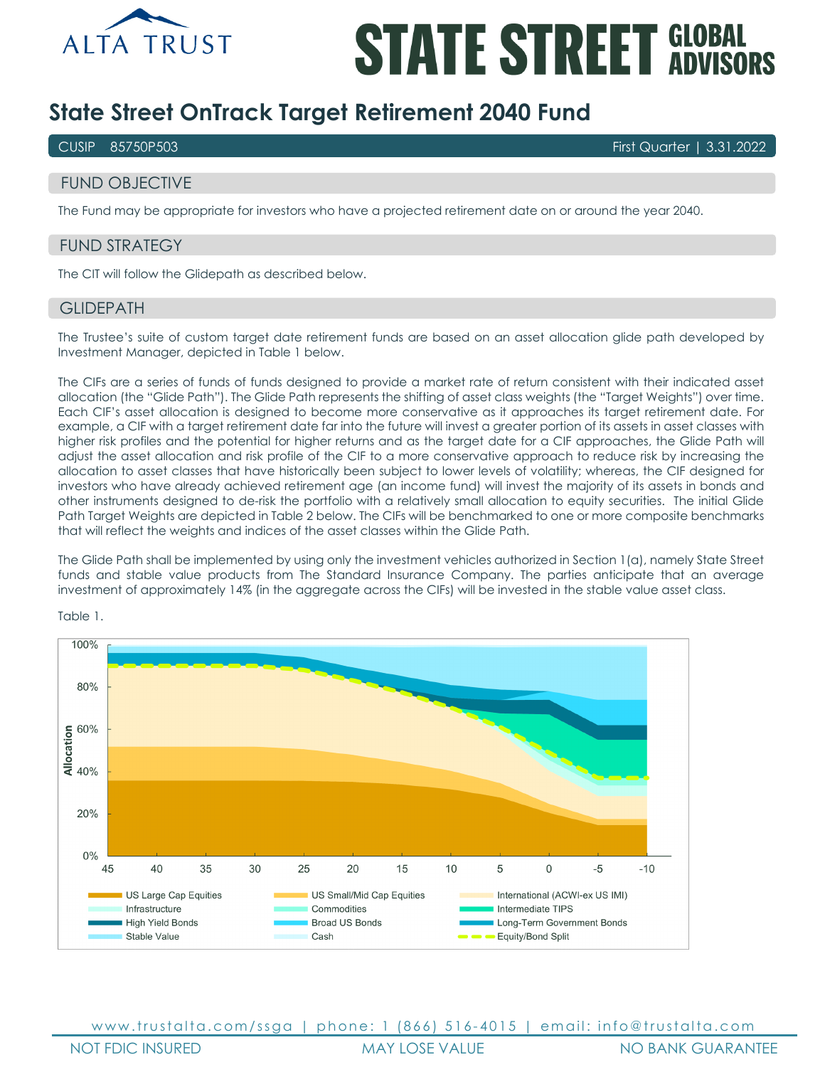# State Street OnTrack Target Retirement 2040 Fund

CUSIP 85750P503 — First Quarter | 3.31.2022

## FUND OBJECTIVE

The Fund may be appropriate for investors who have a projected retirement date on or around the year 2040.

## FUND STRATEGY

The CIT will follow the Glidepath as described below.

## GLIDEPATH

The Trustee's suite of custom target date retirement funds are based on an asset allocation glide path developed by Investment Manager, depicted in Table 1 below.

The CIFs are a series of funds of funds designed to provide a market rate of return consistent with their indicated asset allocation (the "Glide Path"). The Glide Path represents the shifting of asset class weights (the "Target Weights") over time. Each CIF's asset allocation is designed to become more conservative as it approaches its target retirement date. For example, a CIF with a target retirement date far into the future will invest a greater portion of its assets in asset classes with higher risk profiles and the potential for higher returns and as the target date for a CIF approaches, the Glide Path will adjust the asset allocation and risk profile of the CIF to a more conservative approach to reduce risk by increasing the allocation to asset classes that have historically been subject to lower levels of volatility; whereas, the CIF designed for investors who have already achieved retirement age (an income fund) will invest the majority of its assets in bonds and other instruments designed to de-risk the portfolio with a relatively small allocation to equity securities. The initial Glide Path Target Weights are depicted in Table 2 below. The CIFs will be benchmarked to one or more composite benchmarks that will reflect the weights and indices of the asset classes within the Glide Path.

The Glide Path shall be implemented by using only the investment vehicles authorized in Section 1(a), namely State Street funds and stable value products from The Standard Insurance Company. The parties anticipate that an average investment of approximately 14% (in the aggregate across the CIFs) will be invested in the stable value asset class.

Table 1.

NOT FDIC INSURED | MAY LOSE VALUE | NO BANK GUARANTEE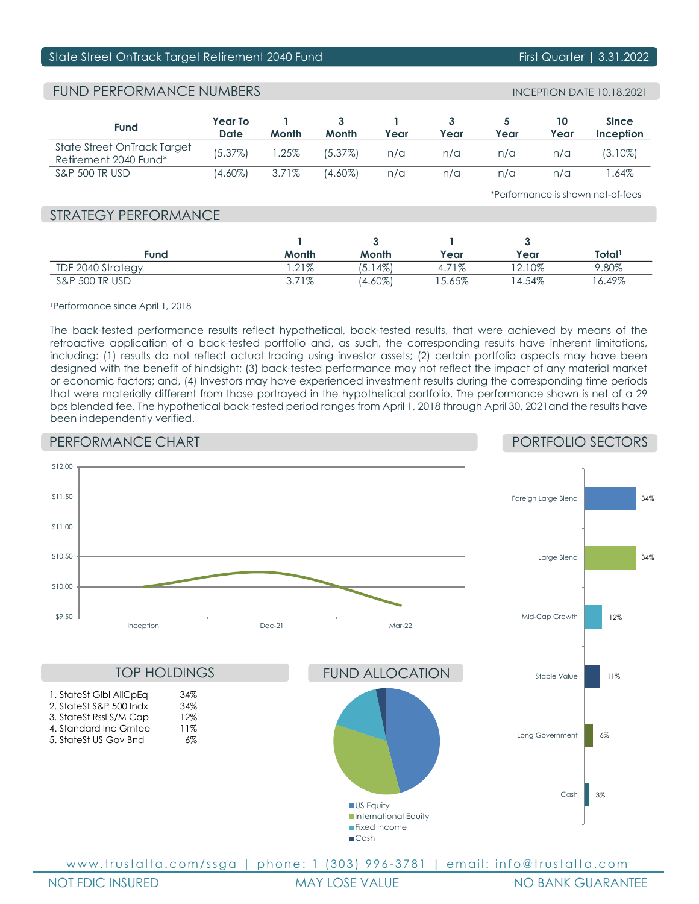State Street OnTrack Target Retirement 2040 Fund — First Quarter | 3.31.2022

## FUND PERFORMANCE NUMBERS

INCEPTION DATE 10.18.2021

| Fund | Year To Date | 1 Month | 3 Month | 1 Year | 3 Year | 5 Year | 10 Year | Since Inception |
|---|---|---|---|---|---|---|---|---|
| State Street OnTrack Target Retirement 2040 Fund* | (5.37%) | 1.25% | (5.37%) | n/a | n/a | n/a | n/a | (3.10%) |
| S&P 500 TR USD | (4.60%) | 3.71% | (4.60%) | n/a | n/a | n/a | n/a | 1.64% |

*Performance is shown net-of-fees

## STRATEGY PERFORMANCE

| Fund | 1 Month | 3 Month | 1 Year | 3 Year | Total[1] |
|---|---|---|---|---|---|
| TDF 2040 Strategy | 1.21% | (5.14%) | 4.71% | 12.10% | 9.80% |
| S&P 500 TR USD | 3.71% | (4.60%) | 15.65% | 14.54% | 16.49% |

[1]Performance since April 1, 2018

The back-tested performance results reflect hypothetical, back-tested results, that were achieved by means of the retroactive application of a back-tested portfolio and, as such, the corresponding results have inherent limitations, including: (1) results do not reflect actual trading using investor assets; (2) certain portfolio aspects may have been designed with the benefit of hindsight; (3) back-tested performance may not reflect the impact of any material market or economic factors; and, (4) Investors may have experienced investment results during the corresponding time periods that were materially different from those portrayed in the hypothetical portfolio. The performance shown is net of a 29 bps blended fee. The hypothetical back-tested period ranges from April 1, 2018 through April 30, 2021and the results have been independently verified.

## PERFORMANCE CHART

## PORTFOLIO SECTORS

| Sector | % |
|---|---|
| Foreign Large Blend | 34% |
| Large Blend | 34% |
| Mid-Cap Growth | 12% |
| Stable Value | 11% |
| Long Government | 6% |
| Cash | 3% |

## TOP HOLDINGS

| Holding | % |
|---|---|
| 1. StateSt Glbl AllCpEq | 34% |
| 2. StateSt S&P 500 Indx | 34% |
| 3. StateSt Rssl S/M Cap | 12% |
| 4. Standard Inc Grntee | 11% |
| 5. StateSt US Gov Bnd | 6% |

## FUND ALLOCATION

- US Equity
- International Equity
- Fixed Income
- Cash

www.trustalta.com/ssga | phone: 1 (303) 996-3781 | email: info@trustalta.com

NOT FDIC INSURED | MAY LOSE VALUE | NO BANK GUARANTEE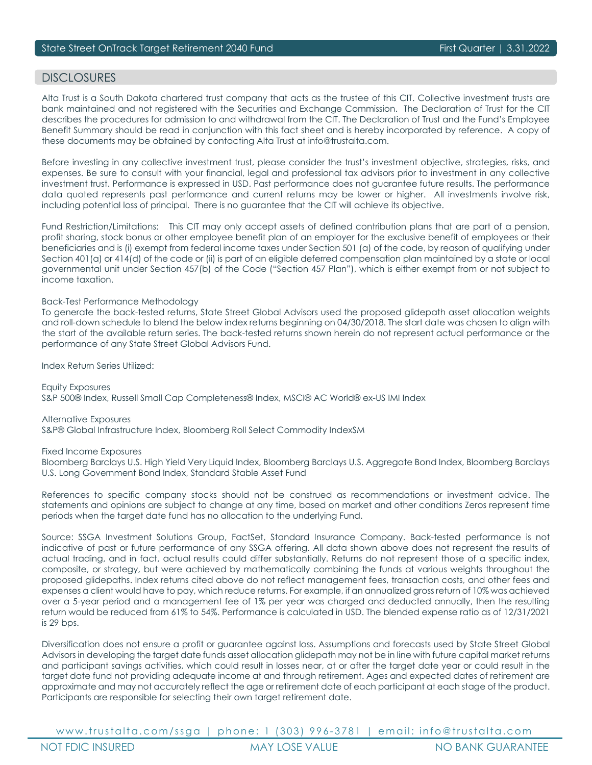## DISCLOSURES

Alta Trust is a South Dakota chartered trust company that acts as the trustee of this CIT. Collective investment trusts are bank maintained and not registered with the Securities and Exchange Commission. The Declaration of Trust for the CIT describes the procedures for admission to and withdrawal from the CIT. The Declaration of Trust and the Fund's Employee Benefit Summary should be read in conjunction with this fact sheet and is hereby incorporated by reference. A copy of these documents may be obtained by contacting Alta Trust at info@trustalta.com.

Before investing in any collective investment trust, please consider the trust's investment objective, strategies, risks, and expenses. Be sure to consult with your financial, legal and professional tax advisors prior to investment in any collective investment trust. Performance is expressed in USD. Past performance does not guarantee future results. The performance data quoted represents past performance and current returns may be lower or higher. All investments involve risk, including potential loss of principal. There is no guarantee that the CIT will achieve its objective.

Fund Restriction/Limitations: This CIT may only accept assets of defined contribution plans that are part of a pension, profit sharing, stock bonus or other employee benefit plan of an employer for the exclusive benefit of employees or their beneficiaries and is (i) exempt from federal income taxes under Section 501 (a) of the code, by reason of qualifying under Section 401(a) or 414(d) of the code or (ii) is part of an eligible deferred compensation plan maintained by a state or local governmental unit under Section 457(b) of the Code ("Section 457 Plan"), which is either exempt from or not subject to income taxation.

Back-Test Performance Methodology
To generate the back-tested returns, State Street Global Advisors used the proposed glidepath asset allocation weights and roll-down schedule to blend the below index returns beginning on 04/30/2018. The start date was chosen to align with the start of the available return series. The back-tested returns shown herein do not represent actual performance or the performance of any State Street Global Advisors Fund.

Index Return Series Utilized:

Equity Exposures
S&P 500® Index, Russell Small Cap Completeness® Index, MSCI® AC World® ex-US IMI Index

Alternative Exposures
S&P® Global Infrastructure Index, Bloomberg Roll Select Commodity IndexSM

Fixed Income Exposures
Bloomberg Barclays U.S. High Yield Very Liquid Index, Bloomberg Barclays U.S. Aggregate Bond Index, Bloomberg Barclays U.S. Long Government Bond Index, Standard Stable Asset Fund

References to specific company stocks should not be construed as recommendations or investment advice. The statements and opinions are subject to change at any time, based on market and other conditions Zeros represent time periods when the target date fund has no allocation to the underlying Fund.

Source: SSGA Investment Solutions Group, FactSet, Standard Insurance Company. Back-tested performance is not indicative of past or future performance of any SSGA offering. All data shown above does not represent the results of actual trading, and in fact, actual results could differ substantially. Returns do not represent those of a specific index, composite, or strategy, but were achieved by mathematically combining the funds at various weights throughout the proposed glidepaths. Index returns cited above do not reflect management fees, transaction costs, and other fees and expenses a client would have to pay, which reduce returns. For example, if an annualized gross return of 10% was achieved over a 5-year period and a management fee of 1% per year was charged and deducted annually, then the resulting return would be reduced from 61% to 54%. Performance is calculated in USD. The blended expense ratio as of 12/31/2021 is 29 bps.

Diversification does not ensure a profit or guarantee against loss. Assumptions and forecasts used by State Street Global Advisors in developing the target date funds asset allocation glidepath may not be in line with future capital market returns and participant savings activities, which could result in losses near, at or after the target date year or could result in the target date fund not providing adequate income at and through retirement. Ages and expected dates of retirement are approximate and may not accurately reflect the age or retirement date of each participant at each stage of the product. Participants are responsible for selecting their own target retirement date.

www.trustalta.com/ssga | phone: 1 (303) 996-3781 | email: info@trustalta.com

NOT FDIC INSURED | MAY LOSE VALUE | NO BANK GUARANTEE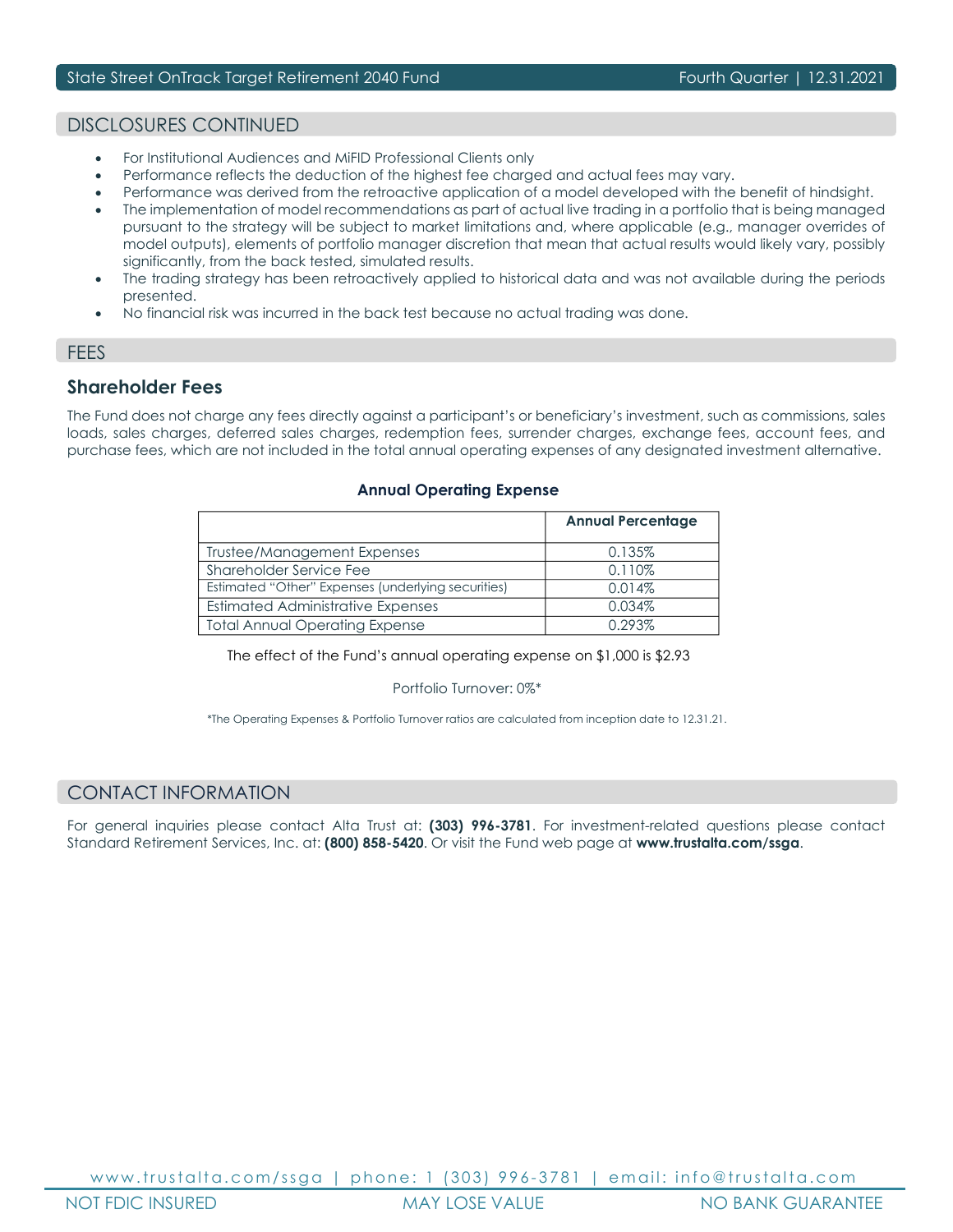## DISCLOSURES CONTINUED

- For Institutional Audiences and MiFID Professional Clients only
- Performance reflects the deduction of the highest fee charged and actual fees may vary.
- Performance was derived from the retroactive application of a model developed with the benefit of hindsight.
- The implementation of model recommendations as part of actual live trading in a portfolio that is being managed pursuant to the strategy will be subject to market limitations and, where applicable (e.g., manager overrides of model outputs), elements of portfolio manager discretion that mean that actual results would likely vary, possibly significantly, from the back tested, simulated results.
- The trading strategy has been retroactively applied to historical data and was not available during the periods presented.
- No financial risk was incurred in the back test because no actual trading was done.

## FEES

### Shareholder Fees

The Fund does not charge any fees directly against a participant's or beneficiary's investment, such as commissions, sales loads, sales charges, deferred sales charges, redemption fees, surrender charges, exchange fees, account fees, and purchase fees, which are not included in the total annual operating expenses of any designated investment alternative.

**Annual Operating Expense**

| | Annual Percentage |
|---|---|
| Trustee/Management Expenses | 0.135% |
| Shareholder Service Fee | 0.110% |
| Estimated "Other" Expenses (underlying securities) | 0.014% |
| Estimated Administrative Expenses | 0.034% |
| Total Annual Operating Expense | 0.293% |

The effect of the Fund's annual operating expense on $1,000 is $2.93

Portfolio Turnover: 0%*

*The Operating Expenses & Portfolio Turnover ratios are calculated from inception date to 12.31.21.

## CONTACT INFORMATION

For general inquiries please contact Alta Trust at: **(303) 996-3781**. For investment-related questions please contact Standard Retirement Services, Inc. at: **(800) 858-5420**. Or visit the Fund web page at **www.trustalta.com/ssga**.

www.trustalta.com/ssga | phone: 1 (303) 996-3781 | email: info@trustalta.com

NOT FDIC INSURED | MAY LOSE VALUE | NO BANK GUARANTEE